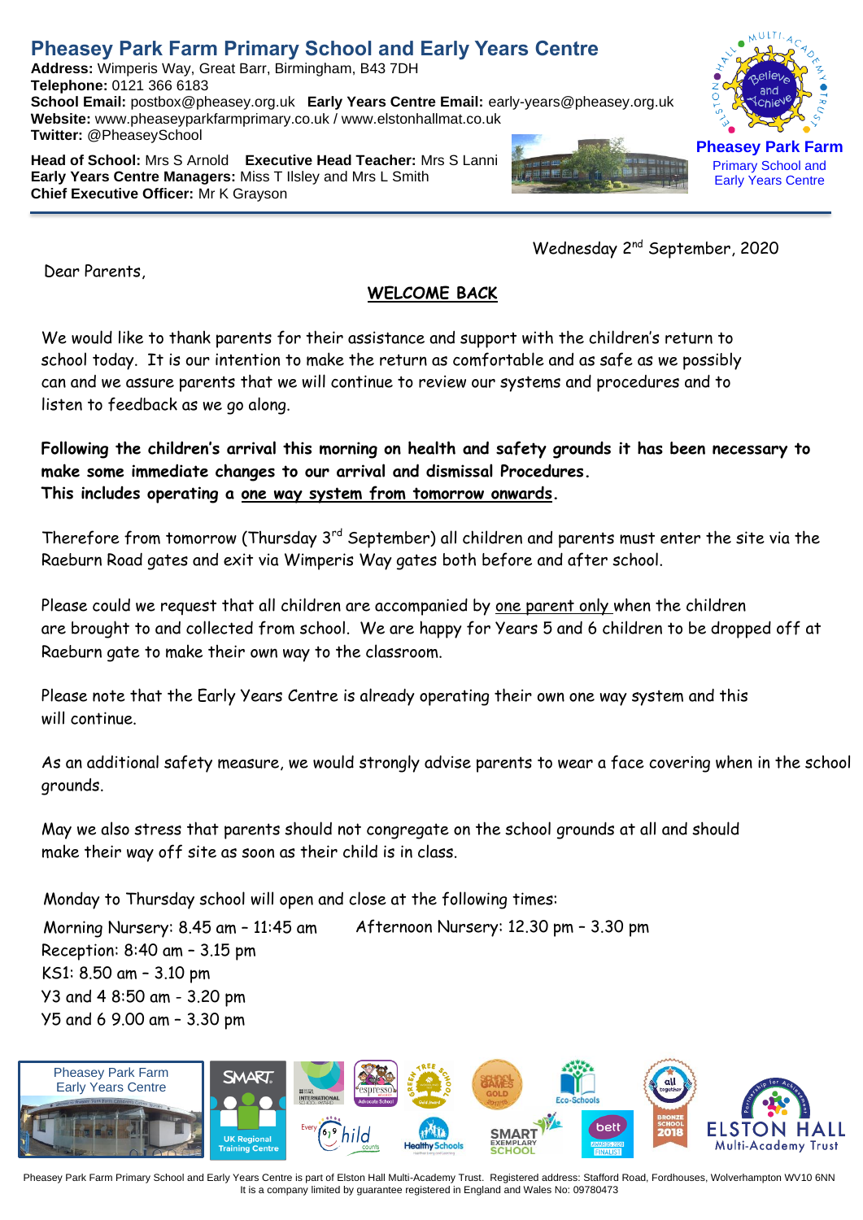# Pheasey Park Farm Primary School and Early Years Centre

**Address:** Wimperis Way, Great Barr, Birmingham, B43 7DH
**Telephone:** 0121 366 6183
**School Email:** postbox@pheasey.org.uk **Early Years Centre Email:** early-years@pheasey.org.uk
**Website:** www.pheaseyparkfarmprimary.co.uk / www.elstonhallmat.co.uk
**Twitter:** @PheaseySchool

**Head of School:** Mrs S Arnold **Executive Head Teacher:** Mrs S Lanni
**Early Years Centre Managers:** Miss T Ilsley and Mrs L Smith
**Chief Executive Officer:** Mr K Grayson

Pheasey Park Farm
Primary School and Early Years Centre

Wednesday 2nd September, 2020

Dear Parents,

## WELCOME BACK

We would like to thank parents for their assistance and support with the children's return to school today. It is our intention to make the return as comfortable and as safe as we possibly can and we assure parents that we will continue to review our systems and procedures and to listen to feedback as we go along.

**Following the children's arrival this morning on health and safety grounds it has been necessary to make some immediate changes to our arrival and dismissal Procedures.**
**This includes operating a one way system from tomorrow onwards.**

Therefore from tomorrow (Thursday 3rd September) all children and parents must enter the site via the Raeburn Road gates and exit via Wimperis Way gates both before and after school.

Please could we request that all children are accompanied by one parent only when the children are brought to and collected from school. We are happy for Years 5 and 6 children to be dropped off at Raeburn gate to make their own way to the classroom.

Please note that the Early Years Centre is already operating their own one way system and this will continue.

As an additional safety measure, we would strongly advise parents to wear a face covering when in the school grounds.

May we also stress that parents should not congregate on the school grounds at all and should make their way off site as soon as their child is in class.

Monday to Thursday school will open and close at the following times:

Morning Nursery: 8.45 am – 11:45 am    Afternoon Nursery: 12.30 pm – 3.30 pm
Reception: 8:40 am – 3.15 pm
KS1: 8.50 am – 3.10 pm
Y3 and 4 8:50 am - 3.20 pm
Y5 and 6 9.00 am – 3.30 pm

Pheasey Park Farm Primary School and Early Years Centre is part of Elston Hall Multi-Academy Trust. Registered address: Stafford Road, Fordhouses, Wolverhampton WV10 6NN
It is a company limited by guarantee registered in England and Wales No: 09780473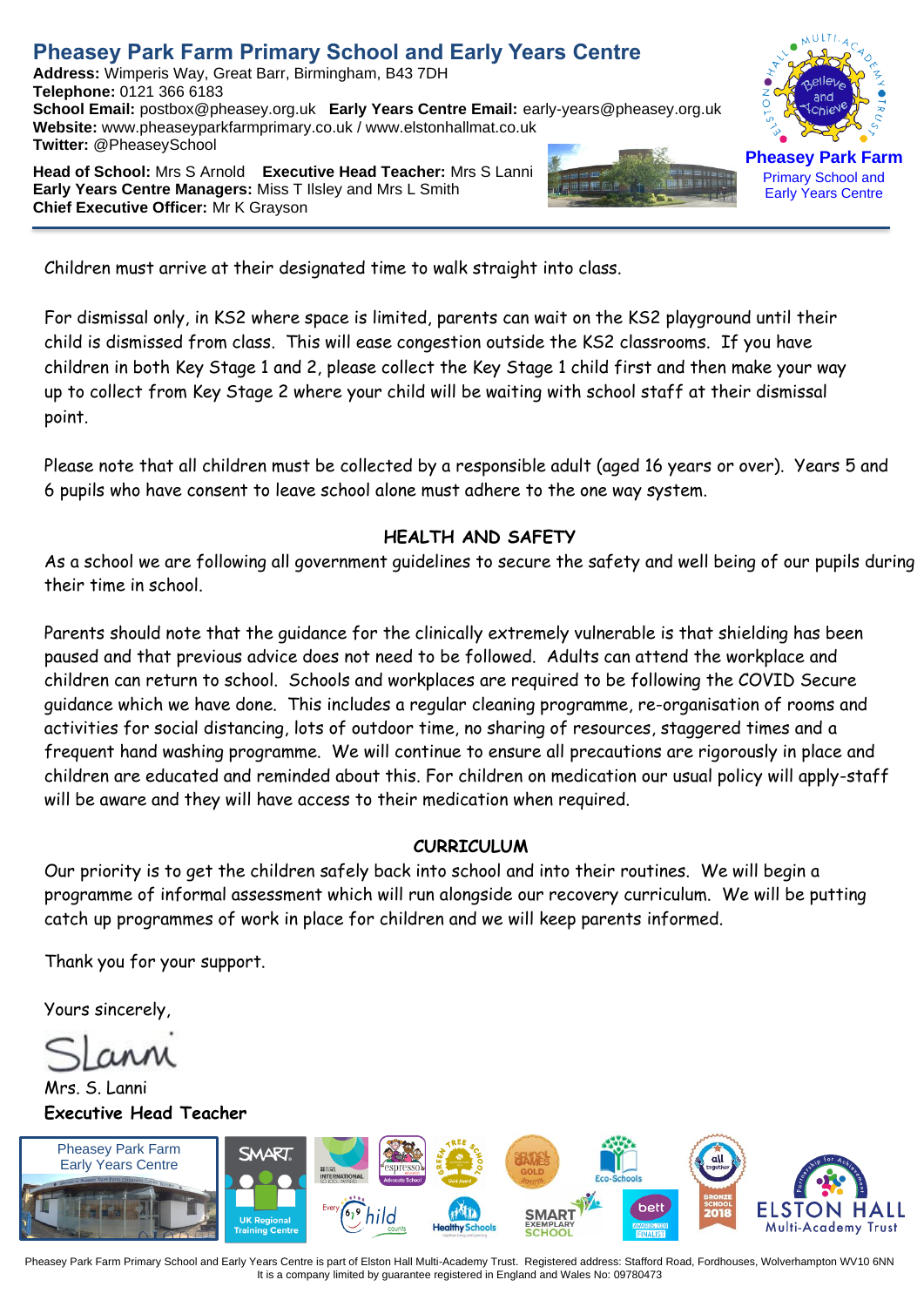# Pheasey Park Farm Primary School and Early Years Centre

**Address:** Wimperis Way, Great Barr, Birmingham, B43 7DH
**Telephone:** 0121 366 6183
**School Email:** postbox@pheasey.org.uk **Early Years Centre Email:** early-years@pheasey.org.uk
**Website:** www.pheaseyparkfarmprimary.co.uk / www.elstonhallmat.co.uk
**Twitter:** @PheaseySchool

**Head of School:** Mrs S Arnold **Executive Head Teacher:** Mrs S Lanni
**Early Years Centre Managers:** Miss T Ilsley and Mrs L Smith
**Chief Executive Officer:** Mr K Grayson

Children must arrive at their designated time to walk straight into class.

For dismissal only, in KS2 where space is limited, parents can wait on the KS2 playground until their child is dismissed from class. This will ease congestion outside the KS2 classrooms. If you have children in both Key Stage 1 and 2, please collect the Key Stage 1 child first and then make your way up to collect from Key Stage 2 where your child will be waiting with school staff at their dismissal point.

Please note that all children must be collected by a responsible adult (aged 16 years or over). Years 5 and 6 pupils who have consent to leave school alone must adhere to the one way system.

**HEALTH AND SAFETY**

As a school we are following all government guidelines to secure the safety and well being of our pupils during their time in school.

Parents should note that the guidance for the clinically extremely vulnerable is that shielding has been paused and that previous advice does not need to be followed. Adults can attend the workplace and children can return to school. Schools and workplaces are required to be following the COVID Secure guidance which we have done. This includes a regular cleaning programme, re-organisation of rooms and activities for social distancing, lots of outdoor time, no sharing of resources, staggered times and a frequent hand washing programme. We will continue to ensure all precautions are rigorously in place and children are educated and reminded about this. For children on medication our usual policy will apply-staff will be aware and they will have access to their medication when required.

**CURRICULUM**

Our priority is to get the children safely back into school and into their routines. We will begin a programme of informal assessment which will run alongside our recovery curriculum. We will be putting catch up programmes of work in place for children and we will keep parents informed.

Thank you for your support.

Yours sincerely,

SLanni

Mrs. S. Lanni
**Executive Head Teacher**

Pheasey Park Farm Primary School and Early Years Centre is part of Elston Hall Multi-Academy Trust. Registered address: Stafford Road, Fordhouses, Wolverhampton WV10 6NN
It is a company limited by guarantee registered in England and Wales No: 09780473